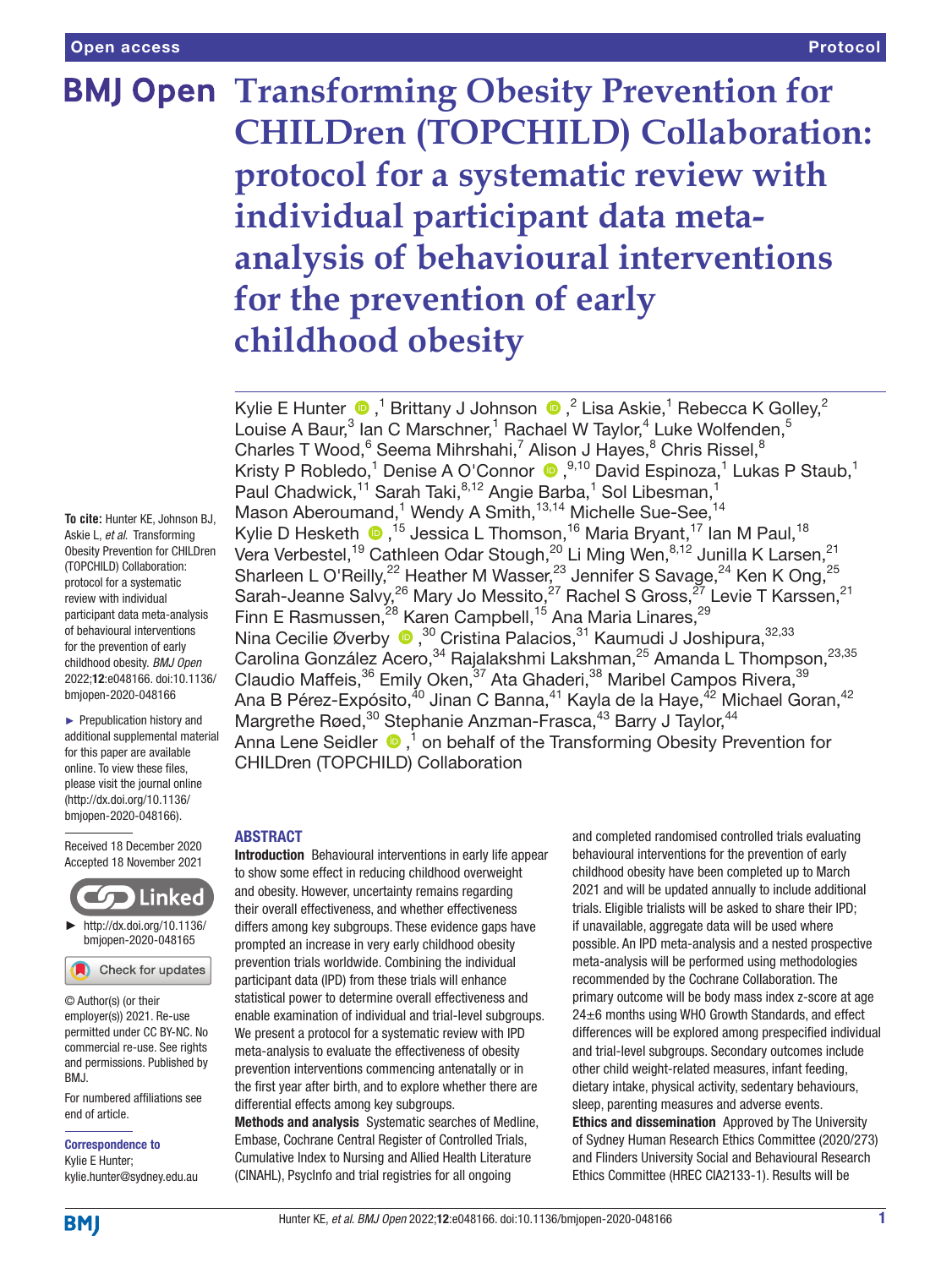Open access

Protocol

# Transforming Obesity Prevention for CHILDren (TOPCHILD) Collaboration: protocol for a systematic review with individual participant data meta-analysis of behavioural interventions for the prevention of early childhood obesity

Kylie E Hunter,[1] Brittany J Johnson,[2] Lisa Askie,[1] Rebecca K Golley,[2] Louise A Baur,[3] Ian C Marschner,[1] Rachael W Taylor,[4] Luke Wolfenden,[5] Charles T Wood,[6] Seema Mihrshahi,[7] Alison J Hayes,[8] Chris Rissel,[8] Kristy P Robledo,[1] Denise A O'Connor,[9,10] David Espinoza,[1] Lukas P Staub,[1] Paul Chadwick,[11] Sarah Taki,[8,12] Angie Barba,[1] Sol Libesman,[1] Mason Aberoumand,[1] Wendy A Smith,[13,14] Michelle Sue-See,[14] Kylie D Hesketh,[15] Jessica L Thomson,[16] Maria Bryant,[17] Ian M Paul,[18] Vera Verbestel,[19] Cathleen Odar Stough,[20] Li Ming Wen,[8,12] Junilla K Larsen,[21] Sharleen L O'Reilly,[22] Heather M Wasser,[23] Jennifer S Savage,[24] Ken K Ong,[25] Sarah-Jeanne Salvy,[26] Mary Jo Messito,[27] Rachel S Gross,[27] Levie T Karssen,[21] Finn E Rasmussen,[28] Karen Campbell,[15] Ana Maria Linares,[29] Nina Cecilie Øverby,[30] Cristina Palacios,[31] Kaumudi J Joshipura,[32,33] Carolina González Acero,[34] Rajalakshmi Lakshman,[25] Amanda L Thompson,[23,35] Claudio Maffeis,[36] Emily Oken,[37] Ata Ghaderi,[38] Maribel Campos Rivera,[39] Ana B Pérez-Expósito,[40] Jinan C Banna,[41] Kayla de la Haye,[42] Michael Goran,[42] Margrethe Røed,[30] Stephanie Anzman-Frasca,[43] Barry J Taylor,[44] Anna Lene Seidler,[1] on behalf of the Transforming Obesity Prevention for CHILDren (TOPCHILD) Collaboration

**To cite:** Hunter KE, Johnson BJ, Askie L, *et al*. Transforming Obesity Prevention for CHILDren (TOPCHILD) Collaboration: protocol for a systematic review with individual participant data meta-analysis of behavioural interventions for the prevention of early childhood obesity. *BMJ Open* 2022;**12**:e048166. doi:10.1136/bmjopen-2020-048166

► Prepublication history and additional supplemental material for this paper are available online. To view these files, please visit the journal online (http://dx.doi.org/10.1136/bmjopen-2020-048166).

Received 18 December 2020
Accepted 18 November 2021

► http://dx.doi.org/10.1136/bmjopen-2020-048165

© Author(s) (or their employer(s)) 2021. Re-use permitted under CC BY-NC. No commercial re-use. See rights and permissions. Published by BMJ.

For numbered affiliations see end of article.

**Correspondence to**
Kylie E Hunter;
kylie.hunter@sydney.edu.au

## ABSTRACT

**Introduction** Behavioural interventions in early life appear to show some effect in reducing childhood overweight and obesity. However, uncertainty remains regarding their overall effectiveness, and whether effectiveness differs among key subgroups. These evidence gaps have prompted an increase in very early childhood obesity prevention trials worldwide. Combining the individual participant data (IPD) from these trials will enhance statistical power to determine overall effectiveness and enable examination of individual and trial-level subgroups. We present a protocol for a systematic review with IPD meta-analysis to evaluate the effectiveness of obesity prevention interventions commencing antenatally or in the first year after birth, and to explore whether there are differential effects among key subgroups.

**Methods and analysis** Systematic searches of Medline, Embase, Cochrane Central Register of Controlled Trials, Cumulative Index to Nursing and Allied Health Literature (CINAHL), PsycInfo and trial registries for all ongoing and completed randomised controlled trials evaluating behavioural interventions for the prevention of early childhood obesity have been completed up to March 2021 and will be updated annually to include additional trials. Eligible trialists will be asked to share their IPD; if unavailable, aggregate data will be used where possible. An IPD meta-analysis and a nested prospective meta-analysis will be performed using methodologies recommended by the Cochrane Collaboration. The primary outcome will be body mass index z-score at age 24±6 months using WHO Growth Standards, and effect differences will be explored among prespecified individual and trial-level subgroups. Secondary outcomes include other child weight-related measures, infant feeding, dietary intake, physical activity, sedentary behaviours, sleep, parenting measures and adverse events.

**Ethics and dissemination** Approved by The University of Sydney Human Research Ethics Committee (2020/273) and Flinders University Social and Behavioural Research Ethics Committee (HREC CIA2133-1). Results will be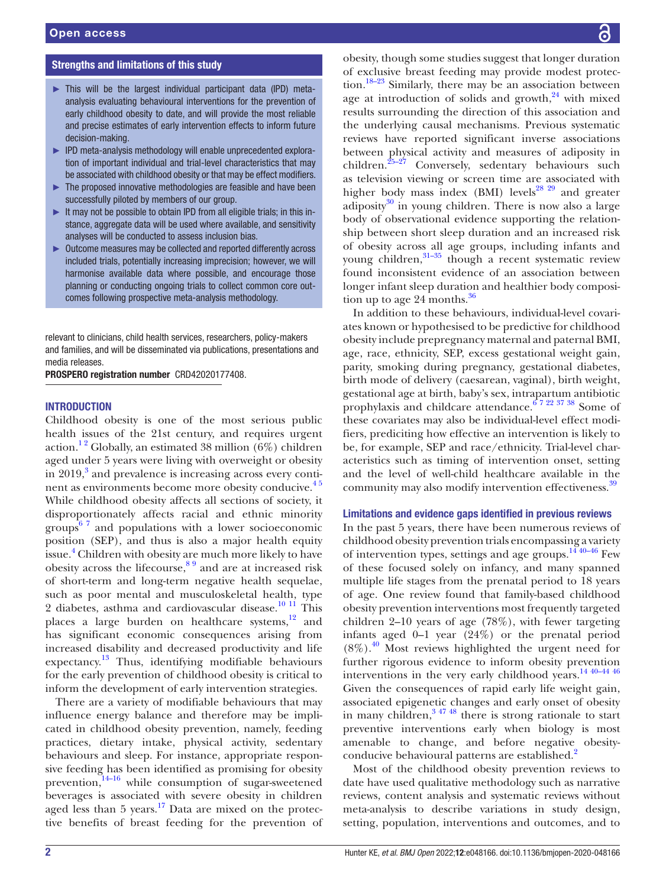## Strengths and limitations of this study

- This will be the largest individual participant data (IPD) meta-analysis evaluating behavioural interventions for the prevention of early childhood obesity to date, and will provide the most reliable and precise estimates of early intervention effects to inform future decision-making.
- IPD meta-analysis methodology will enable unprecedented exploration of important individual and trial-level characteristics that may be associated with childhood obesity or that may be effect modifiers.
- The proposed innovative methodologies are feasible and have been successfully piloted by members of our group.
- It may not be possible to obtain IPD from all eligible trials; in this instance, aggregate data will be used where available, and sensitivity analyses will be conducted to assess inclusion bias.
- Outcome measures may be collected and reported differently across included trials, potentially increasing imprecision; however, we will harmonise available data where possible, and encourage those planning or conducting ongoing trials to collect common core outcomes following prospective meta-analysis methodology.

relevant to clinicians, child health services, researchers, policy-makers and families, and will be disseminated via publications, presentations and media releases.

**PROSPERO registration number** CRD42020177408.

## INTRODUCTION

Childhood obesity is one of the most serious public health issues of the 21st century, and requires urgent action.[1,2] Globally, an estimated 38 million (6%) children aged under 5 years were living with overweight or obesity in 2019,[3] and prevalence is increasing across every continent as environments become more obesity conducive.[4,5] While childhood obesity affects all sections of society, it disproportionately affects racial and ethnic minority groups[6,7] and populations with a lower socioeconomic position (SEP), and thus is also a major health equity issue.[4] Children with obesity are much more likely to have obesity across the lifecourse,[8,9] and are at increased risk of short-term and long-term negative health sequelae, such as poor mental and musculoskeletal health, type 2 diabetes, asthma and cardiovascular disease.[10,11] This places a large burden on healthcare systems,[12] and has significant economic consequences arising from increased disability and decreased productivity and life expectancy.[13] Thus, identifying modifiable behaviours for the early prevention of childhood obesity is critical to inform the development of early intervention strategies.

There are a variety of modifiable behaviours that may influence energy balance and therefore may be implicated in childhood obesity prevention, namely, feeding practices, dietary intake, physical activity, sedentary behaviours and sleep. For instance, appropriate responsive feeding has been identified as promising for obesity prevention,[14–16] while consumption of sugar-sweetened beverages is associated with severe obesity in children aged less than 5 years.[17] Data are mixed on the protective benefits of breast feeding for the prevention of obesity, though some studies suggest that longer duration of exclusive breast feeding may provide modest protection.[18–23] Similarly, there may be an association between age at introduction of solids and growth,[24] with mixed results surrounding the direction of this association and the underlying causal mechanisms. Previous systematic reviews have reported significant inverse associations between physical activity and measures of adiposity in children.[25–27] Conversely, sedentary behaviours such as television viewing or screen time are associated with higher body mass index (BMI) levels[28,29] and greater adiposity[30] in young children. There is now also a large body of observational evidence supporting the relationship between short sleep duration and an increased risk of obesity across all age groups, including infants and young children,[31–35] though a recent systematic review found inconsistent evidence of an association between longer infant sleep duration and healthier body composition up to age 24 months.[36]

In addition to these behaviours, individual-level covariates known or hypothesised to be predictive for childhood obesity include prepregnancy maternal and paternal BMI, age, race, ethnicity, SEP, excess gestational weight gain, parity, smoking during pregnancy, gestational diabetes, birth mode of delivery (caesarean, vaginal), birth weight, gestational age at birth, baby's sex, intrapartum antibiotic prophylaxis and childcare attendance.[6,7,22,37,38] Some of these covariates may also be individual-level effect modifiers, predicting how effective an intervention is likely to be, for example, SEP and race/ethnicity. Trial-level characteristics such as timing of intervention onset, setting and the level of well-child healthcare available in the community may also modify intervention effectiveness.[39]

### Limitations and evidence gaps identified in previous reviews

In the past 5 years, there have been numerous reviews of childhood obesity prevention trials encompassing a variety of intervention types, settings and age groups.[14,40–46] Few of these focused solely on infancy, and many spanned multiple life stages from the prenatal period to 18 years of age. One review found that family-based childhood obesity prevention interventions most frequently targeted children 2–10 years of age (78%), with fewer targeting infants aged 0–1 year (24%) or the prenatal period (8%).[40] Most reviews highlighted the urgent need for further rigorous evidence to inform obesity prevention interventions in the very early childhood years.[14,40–44,46] Given the consequences of rapid early life weight gain, associated epigenetic changes and early onset of obesity in many children,[3,47,48] there is strong rationale to start preventive interventions early when biology is most amenable to change, and before negative obesity-conducive behavioural patterns are established.[2]

Most of the childhood obesity prevention reviews to date have used qualitative methodology such as narrative reviews, content analysis and systematic reviews without meta-analysis to describe variations in study design, setting, population, interventions and outcomes, and to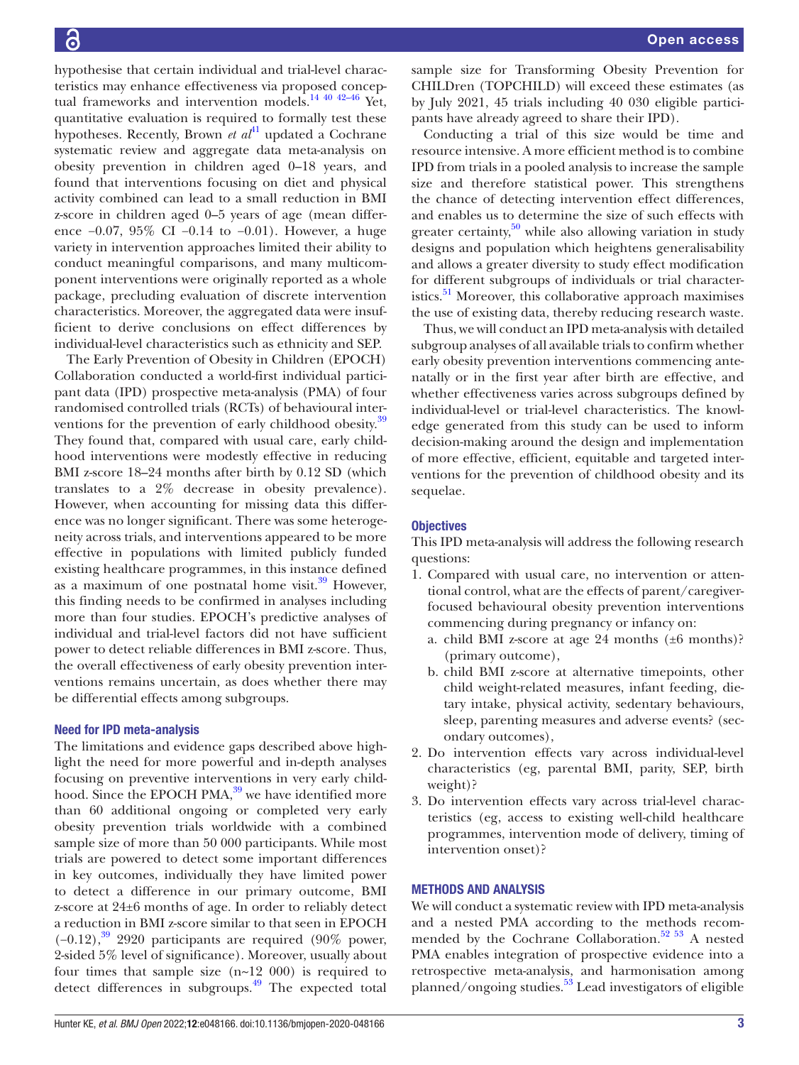hypothesise that certain individual and trial-level characteristics may enhance effectiveness via proposed conceptual frameworks and intervention models.[14 40 42–46] Yet, quantitative evaluation is required to formally test these hypotheses. Recently, Brown *et al*[41] updated a Cochrane systematic review and aggregate data meta-analysis on obesity prevention in children aged 0–18 years, and found that interventions focusing on diet and physical activity combined can lead to a small reduction in BMI z-score in children aged 0–5 years of age (mean difference −0.07, 95% CI −0.14 to −0.01). However, a huge variety in intervention approaches limited their ability to conduct meaningful comparisons, and many multicomponent interventions were originally reported as a whole package, precluding evaluation of discrete intervention characteristics. Moreover, the aggregated data were insufficient to derive conclusions on effect differences by individual-level characteristics such as ethnicity and SEP.

The Early Prevention of Obesity in Children (EPOCH) Collaboration conducted a world-first individual participant data (IPD) prospective meta-analysis (PMA) of four randomised controlled trials (RCTs) of behavioural interventions for the prevention of early childhood obesity.[39] They found that, compared with usual care, early childhood interventions were modestly effective in reducing BMI z-score 18–24 months after birth by 0.12 SD (which translates to a 2% decrease in obesity prevalence). However, when accounting for missing data this difference was no longer significant. There was some heterogeneity across trials, and interventions appeared to be more effective in populations with limited publicly funded existing healthcare programmes, in this instance defined as a maximum of one postnatal home visit.[39] However, this finding needs to be confirmed in analyses including more than four studies. EPOCH's predictive analyses of individual and trial-level factors did not have sufficient power to detect reliable differences in BMI z-score. Thus, the overall effectiveness of early obesity prevention interventions remains uncertain, as does whether there may be differential effects among subgroups.

### Need for IPD meta-analysis

The limitations and evidence gaps described above highlight the need for more powerful and in-depth analyses focusing on preventive interventions in very early childhood. Since the EPOCH PMA,[39] we have identified more than 60 additional ongoing or completed very early obesity prevention trials worldwide with a combined sample size of more than 50 000 participants. While most trials are powered to detect some important differences in key outcomes, individually they have limited power to detect a difference in our primary outcome, BMI z-score at 24±6 months of age. In order to reliably detect a reduction in BMI z-score similar to that seen in EPOCH (−0.12),[39] 2920 participants are required (90% power, 2-sided 5% level of significance). Moreover, usually about four times that sample size (n~12 000) is required to detect differences in subgroups.[49] The expected total sample size for Transforming Obesity Prevention for CHILDren (TOPCHILD) will exceed these estimates (as by July 2021, 45 trials including 40 030 eligible participants have already agreed to share their IPD).

Conducting a trial of this size would be time and resource intensive. A more efficient method is to combine IPD from trials in a pooled analysis to increase the sample size and therefore statistical power. This strengthens the chance of detecting intervention effect differences, and enables us to determine the size of such effects with greater certainty,[50] while also allowing variation in study designs and population which heightens generalisability and allows a greater diversity to study effect modification for different subgroups of individuals or trial characteristics.[51] Moreover, this collaborative approach maximises the use of existing data, thereby reducing research waste.

Thus, we will conduct an IPD meta-analysis with detailed subgroup analyses of all available trials to confirm whether early obesity prevention interventions commencing antenatally or in the first year after birth are effective, and whether effectiveness varies across subgroups defined by individual-level or trial-level characteristics. The knowledge generated from this study can be used to inform decision-making around the design and implementation of more effective, efficient, equitable and targeted interventions for the prevention of childhood obesity and its sequelae.

### Objectives

This IPD meta-analysis will address the following research questions:

1. Compared with usual care, no intervention or attentional control, what are the effects of parent/caregiver-focused behavioural obesity prevention interventions commencing during pregnancy or infancy on:
   a. child BMI z-score at age 24 months (±6 months)? (primary outcome),
   b. child BMI z-score at alternative timepoints, other child weight-related measures, infant feeding, dietary intake, physical activity, sedentary behaviours, sleep, parenting measures and adverse events? (secondary outcomes),
2. Do intervention effects vary across individual-level characteristics (eg, parental BMI, parity, SEP, birth weight)?
3. Do intervention effects vary across trial-level characteristics (eg, access to existing well-child healthcare programmes, intervention mode of delivery, timing of intervention onset)?

## METHODS AND ANALYSIS

We will conduct a systematic review with IPD meta-analysis and a nested PMA according to the methods recommended by the Cochrane Collaboration.[52 53] A nested PMA enables integration of prospective evidence into a retrospective meta-analysis, and harmonisation among planned/ongoing studies.[53] Lead investigators of eligible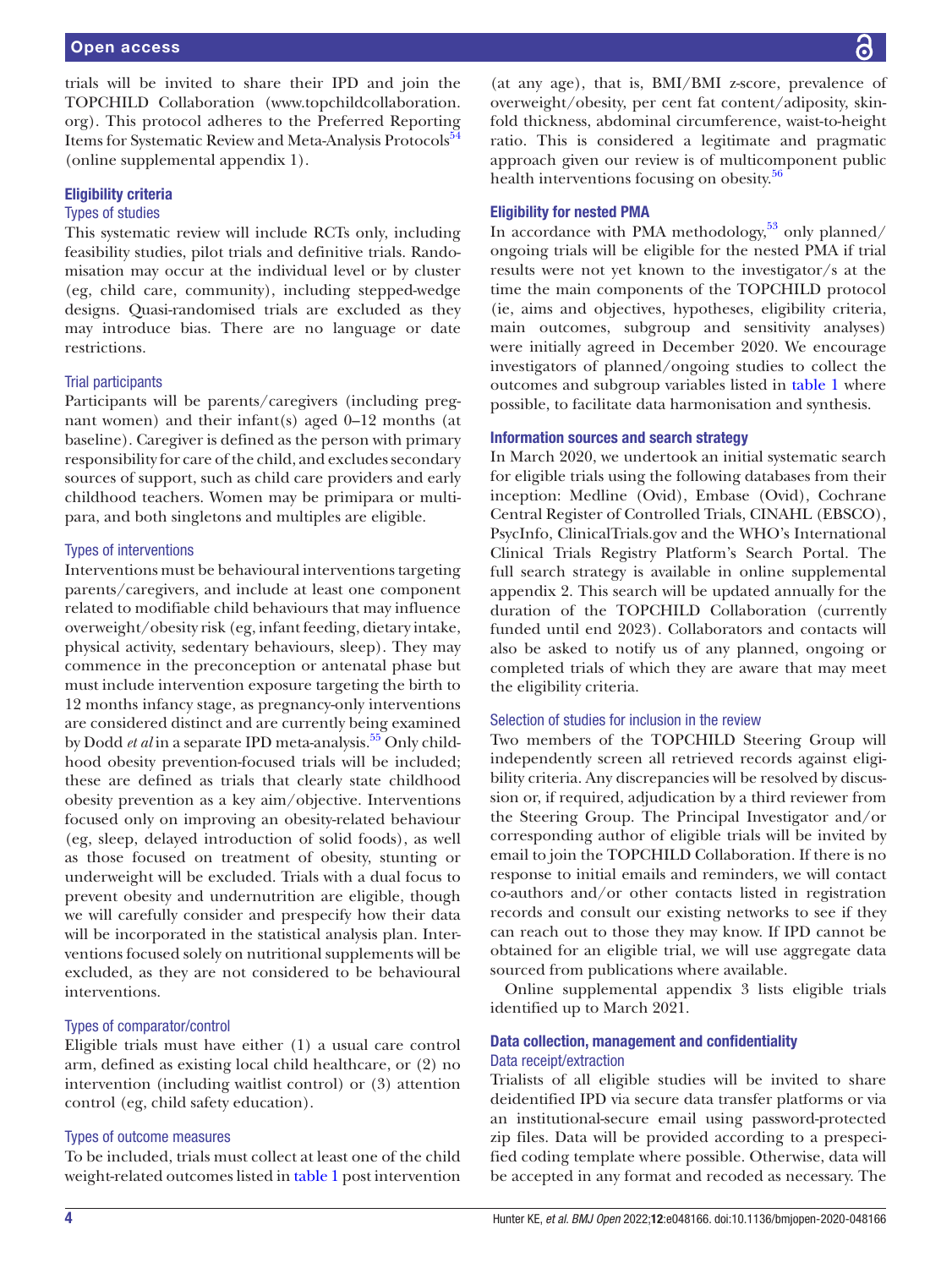trials will be invited to share their IPD and join the TOPCHILD Collaboration (www.topchildcollaboration.org). This protocol adheres to the Preferred Reporting Items for Systematic Review and Meta-Analysis Protocols[54] (online supplemental appendix 1).

## Eligibility criteria

### Types of studies

This systematic review will include RCTs only, including feasibility studies, pilot trials and definitive trials. Randomisation may occur at the individual level or by cluster (eg, child care, community), including stepped-wedge designs. Quasi-randomised trials are excluded as they may introduce bias. There are no language or date restrictions.

### Trial participants

Participants will be parents/caregivers (including pregnant women) and their infant(s) aged 0–12 months (at baseline). Caregiver is defined as the person with primary responsibility for care of the child, and excludes secondary sources of support, such as child care providers and early childhood teachers. Women may be primipara or multipara, and both singletons and multiples are eligible.

### Types of interventions

Interventions must be behavioural interventions targeting parents/caregivers, and include at least one component related to modifiable child behaviours that may influence overweight/obesity risk (eg, infant feeding, dietary intake, physical activity, sedentary behaviours, sleep). They may commence in the preconception or antenatal phase but must include intervention exposure targeting the birth to 12 months infancy stage, as pregnancy-only interventions are considered distinct and are currently being examined by Dodd *et al* in a separate IPD meta-analysis.[55] Only childhood obesity prevention-focused trials will be included; these are defined as trials that clearly state childhood obesity prevention as a key aim/objective. Interventions focused only on improving an obesity-related behaviour (eg, sleep, delayed introduction of solid foods), as well as those focused on treatment of obesity, stunting or underweight will be excluded. Trials with a dual focus to prevent obesity and undernutrition are eligible, though we will carefully consider and prespecify how their data will be incorporated in the statistical analysis plan. Interventions focused solely on nutritional supplements will be excluded, as they are not considered to be behavioural interventions.

### Types of comparator/control

Eligible trials must have either (1) a usual care control arm, defined as existing local child healthcare, or (2) no intervention (including waitlist control) or (3) attention control (eg, child safety education).

### Types of outcome measures

To be included, trials must collect at least one of the child weight-related outcomes listed in table 1 post intervention (at any age), that is, BMI/BMI z-score, prevalence of overweight/obesity, per cent fat content/adiposity, skinfold thickness, abdominal circumference, waist-to-height ratio. This is considered a legitimate and pragmatic approach given our review is of multicomponent public health interventions focusing on obesity.[56]

## Eligibility for nested PMA

In accordance with PMA methodology,[53] only planned/ongoing trials will be eligible for the nested PMA if trial results were not yet known to the investigator/s at the time the main components of the TOPCHILD protocol (ie, aims and objectives, hypotheses, eligibility criteria, main outcomes, subgroup and sensitivity analyses) were initially agreed in December 2020. We encourage investigators of planned/ongoing studies to collect the outcomes and subgroup variables listed in table 1 where possible, to facilitate data harmonisation and synthesis.

## Information sources and search strategy

In March 2020, we undertook an initial systematic search for eligible trials using the following databases from their inception: Medline (Ovid), Embase (Ovid), Cochrane Central Register of Controlled Trials, CINAHL (EBSCO), PsycInfo, ClinicalTrials.gov and the WHO's International Clinical Trials Registry Platform's Search Portal. The full search strategy is available in online supplemental appendix 2. This search will be updated annually for the duration of the TOPCHILD Collaboration (currently funded until end 2023). Collaborators and contacts will also be asked to notify us of any planned, ongoing or completed trials of which they are aware that may meet the eligibility criteria.

### Selection of studies for inclusion in the review

Two members of the TOPCHILD Steering Group will independently screen all retrieved records against eligibility criteria. Any discrepancies will be resolved by discussion or, if required, adjudication by a third reviewer from the Steering Group. The Principal Investigator and/or corresponding author of eligible trials will be invited by email to join the TOPCHILD Collaboration. If there is no response to initial emails and reminders, we will contact co-authors and/or other contacts listed in registration records and consult our existing networks to see if they can reach out to those they may know. If IPD cannot be obtained for an eligible trial, we will use aggregate data sourced from publications where available.

Online supplemental appendix 3 lists eligible trials identified up to March 2021.

## Data collection, management and confidentiality

### Data receipt/extraction

Trialists of all eligible studies will be invited to share deidentified IPD via secure data transfer platforms or via an institutional-secure email using password-protected zip files. Data will be provided according to a prespecified coding template where possible. Otherwise, data will be accepted in any format and recoded as necessary. The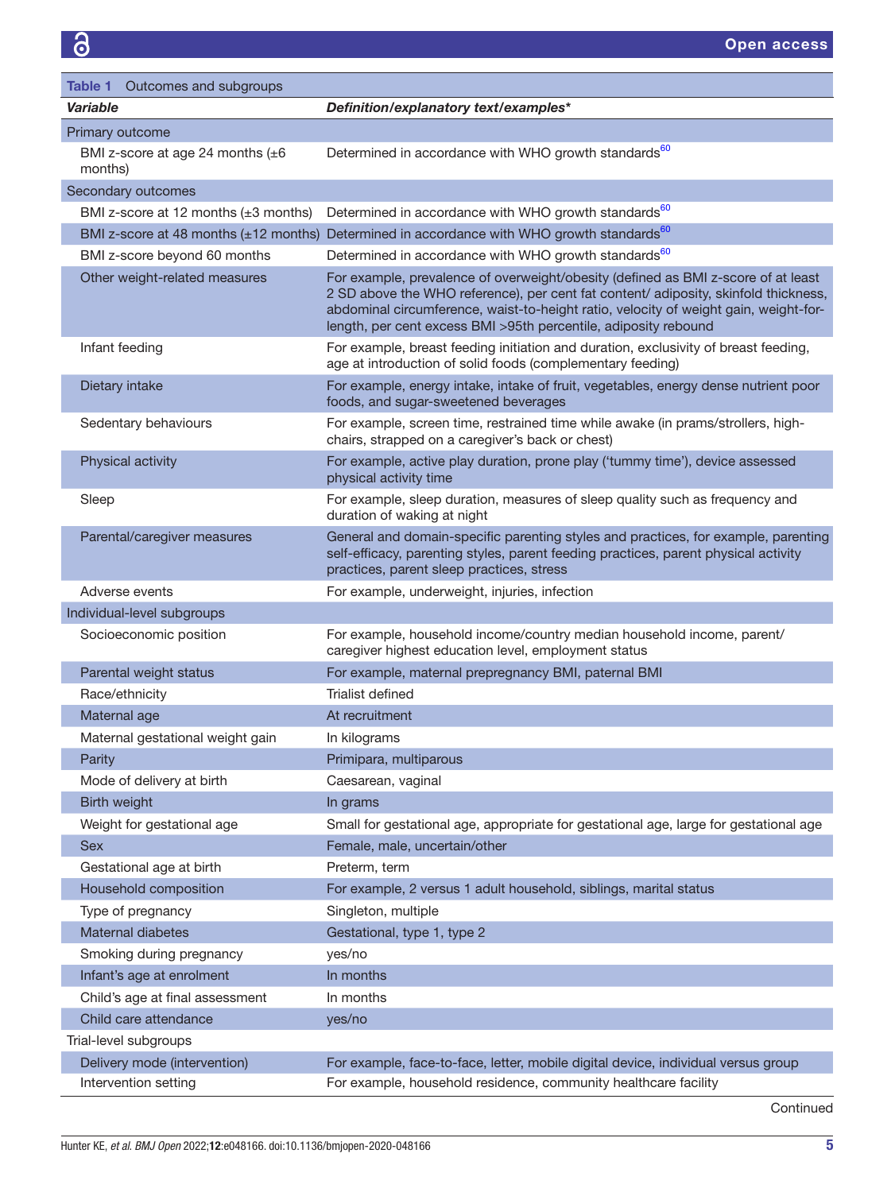**Table 1** Outcomes and subgroups

| *Variable* | *Definition/explanatory text/examples\** |
|---|---|
| Primary outcome | |
| BMI z-score at age 24 months (±6 months) | Determined in accordance with WHO growth standards[60] |
| Secondary outcomes | |
| BMI z-score at 12 months (±3 months) | Determined in accordance with WHO growth standards[60] |
| BMI z-score at 48 months (±12 months) | Determined in accordance with WHO growth standards[60] |
| BMI z-score beyond 60 months | Determined in accordance with WHO growth standards[60] |
| Other weight-related measures | For example, prevalence of overweight/obesity (defined as BMI z-score of at least 2 SD above the WHO reference), per cent fat content/ adiposity, skinfold thickness, abdominal circumference, waist-to-height ratio, velocity of weight gain, weight-for-length, per cent excess BMI >95th percentile, adiposity rebound |
| Infant feeding | For example, breast feeding initiation and duration, exclusivity of breast feeding, age at introduction of solid foods (complementary feeding) |
| Dietary intake | For example, energy intake, intake of fruit, vegetables, energy dense nutrient poor foods, and sugar-sweetened beverages |
| Sedentary behaviours | For example, screen time, restrained time while awake (in prams/strollers, high-chairs, strapped on a caregiver's back or chest) |
| Physical activity | For example, active play duration, prone play ('tummy time'), device assessed physical activity time |
| Sleep | For example, sleep duration, measures of sleep quality such as frequency and duration of waking at night |
| Parental/caregiver measures | General and domain-specific parenting styles and practices, for example, parenting self-efficacy, parenting styles, parent feeding practices, parent physical activity practices, parent sleep practices, stress |
| Adverse events | For example, underweight, injuries, infection |
| Individual-level subgroups | |
| Socioeconomic position | For example, household income/country median household income, parent/caregiver highest education level, employment status |
| Parental weight status | For example, maternal prepregnancy BMI, paternal BMI |
| Race/ethnicity | Trialist defined |
| Maternal age | At recruitment |
| Maternal gestational weight gain | In kilograms |
| Parity | Primipara, multiparous |
| Mode of delivery at birth | Caesarean, vaginal |
| Birth weight | In grams |
| Weight for gestational age | Small for gestational age, appropriate for gestational age, large for gestational age |
| Sex | Female, male, uncertain/other |
| Gestational age at birth | Preterm, term |
| Household composition | For example, 2 versus 1 adult household, siblings, marital status |
| Type of pregnancy | Singleton, multiple |
| Maternal diabetes | Gestational, type 1, type 2 |
| Smoking during pregnancy | yes/no |
| Infant's age at enrolment | In months |
| Child's age at final assessment | In months |
| Child care attendance | yes/no |
| Trial-level subgroups | |
| Delivery mode (intervention) | For example, face-to-face, letter, mobile digital device, individual versus group |
| Intervention setting | For example, household residence, community healthcare facility |

Continued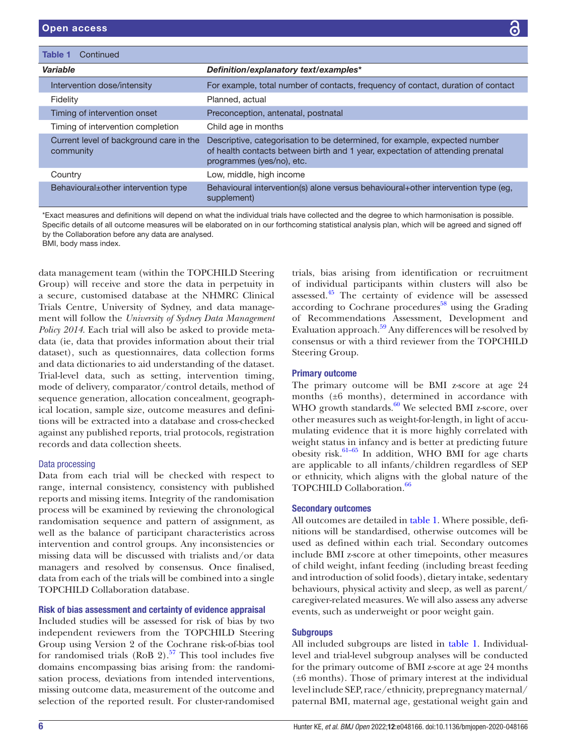Table 1 Continued

| Variable | Definition/explanatory text/examples* |
|---|---|
| Intervention dose/intensity | For example, total number of contacts, frequency of contact, duration of contact |
| Fidelity | Planned, actual |
| Timing of intervention onset | Preconception, antenatal, postnatal |
| Timing of intervention completion | Child age in months |
| Current level of background care in the community | Descriptive, categorisation to be determined, for example, expected number of health contacts between birth and 1 year, expectation of attending prenatal programmes (yes/no), etc. |
| Country | Low, middle, high income |
| Behavioural±other intervention type | Behavioural intervention(s) alone versus behavioural+other intervention type (eg, supplement) |

*Exact measures and definitions will depend on what the individual trials have collected and the degree to which harmonisation is possible. Specific details of all outcome measures will be elaborated on in our forthcoming statistical analysis plan, which will be agreed and signed off by the Collaboration before any data are analysed.
BMI, body mass index.

data management team (within the TOPCHILD Steering Group) will receive and store the data in perpetuity in a secure, customised database at the NHMRC Clinical Trials Centre, University of Sydney, and data management will follow the *University of Sydney Data Management Policy 2014*. Each trial will also be asked to provide metadata (ie, data that provides information about their trial dataset), such as questionnaires, data collection forms and data dictionaries to aid understanding of the dataset. Trial-level data, such as setting, intervention timing, mode of delivery, comparator/control details, method of sequence generation, allocation concealment, geographical location, sample size, outcome measures and definitions will be extracted into a database and cross-checked against any published reports, trial protocols, registration records and data collection sheets.

### Data processing

Data from each trial will be checked with respect to range, internal consistency, consistency with published reports and missing items. Integrity of the randomisation process will be examined by reviewing the chronological randomisation sequence and pattern of assignment, as well as the balance of participant characteristics across intervention and control groups. Any inconsistencies or missing data will be discussed with trialists and/or data managers and resolved by consensus. Once finalised, data from each of the trials will be combined into a single TOPCHILD Collaboration database.

### Risk of bias assessment and certainty of evidence appraisal

Included studies will be assessed for risk of bias by two independent reviewers from the TOPCHILD Steering Group using Version 2 of the Cochrane risk-of-bias tool for randomised trials (RoB 2).[57] This tool includes five domains encompassing bias arising from: the randomisation process, deviations from intended interventions, missing outcome data, measurement of the outcome and selection of the reported result. For cluster-randomised trials, bias arising from identification or recruitment of individual participants within clusters will also be assessed.[45] The certainty of evidence will be assessed according to Cochrane procedures[58] using the Grading of Recommendations Assessment, Development and Evaluation approach.[59] Any differences will be resolved by consensus or with a third reviewer from the TOPCHILD Steering Group.

### Primary outcome

The primary outcome will be BMI z-score at age 24 months (±6 months), determined in accordance with WHO growth standards.[60] We selected BMI z-score, over other measures such as weight-for-length, in light of accumulating evidence that it is more highly correlated with weight status in infancy and is better at predicting future obesity risk.[61–65] In addition, WHO BMI for age charts are applicable to all infants/children regardless of SEP or ethnicity, which aligns with the global nature of the TOPCHILD Collaboration.[66]

### Secondary outcomes

All outcomes are detailed in table 1. Where possible, definitions will be standardised, otherwise outcomes will be used as defined within each trial. Secondary outcomes include BMI z-score at other timepoints, other measures of child weight, infant feeding (including breast feeding and introduction of solid foods), dietary intake, sedentary behaviours, physical activity and sleep, as well as parent/caregiver-related measures. We will also assess any adverse events, such as underweight or poor weight gain.

### Subgroups

All included subgroups are listed in table 1. Individual-level and trial-level subgroup analyses will be conducted for the primary outcome of BMI z-score at age 24 months (±6 months). Those of primary interest at the individual level include SEP, race/ethnicity, prepregnancy maternal/paternal BMI, maternal age, gestational weight gain and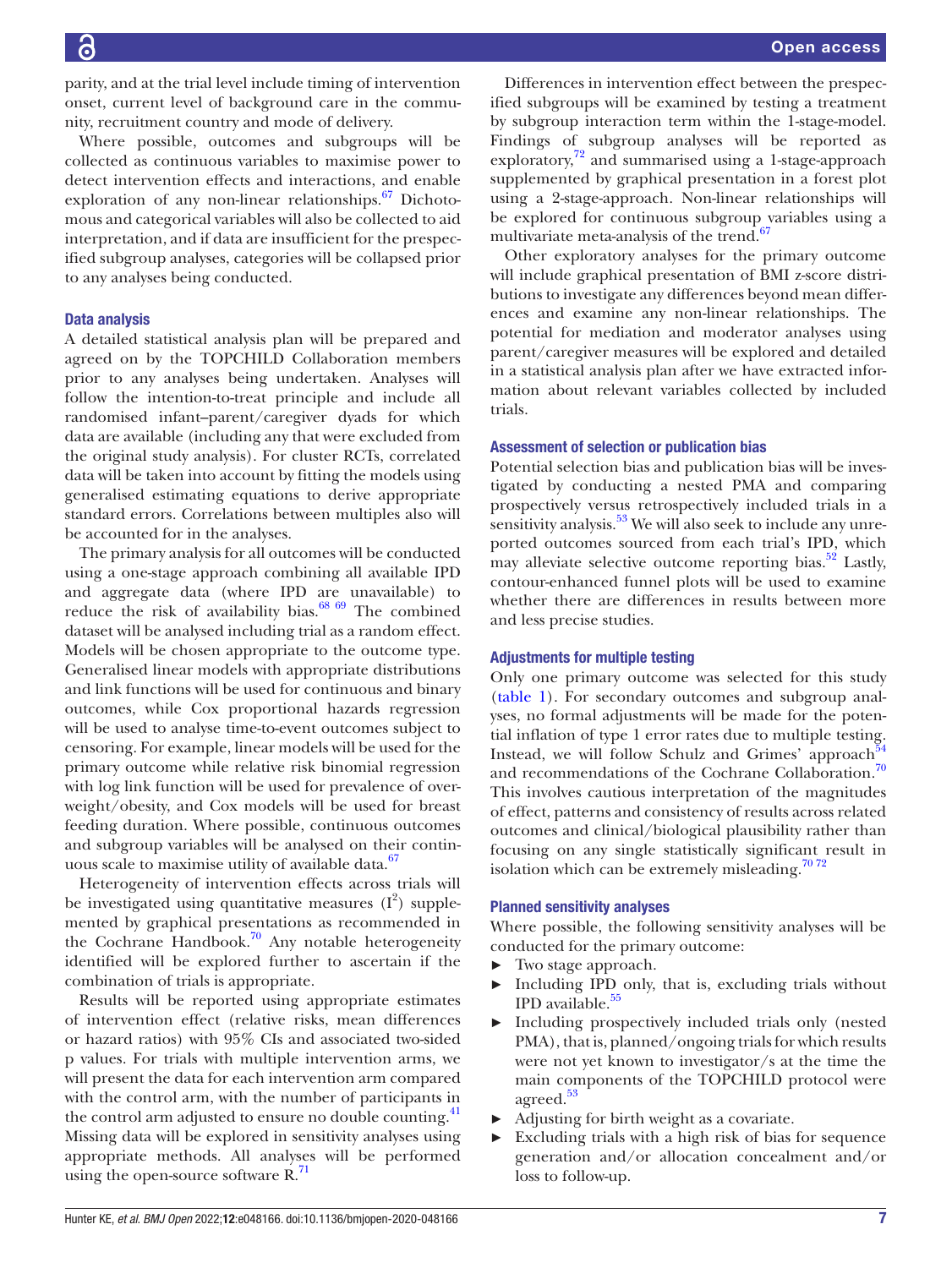parity, and at the trial level include timing of intervention onset, current level of background care in the community, recruitment country and mode of delivery.

Where possible, outcomes and subgroups will be collected as continuous variables to maximise power to detect intervention effects and interactions, and enable exploration of any non-linear relationships.[67] Dichotomous and categorical variables will also be collected to aid interpretation, and if data are insufficient for the prespecified subgroup analyses, categories will be collapsed prior to any analyses being conducted.

### Data analysis

A detailed statistical analysis plan will be prepared and agreed on by the TOPCHILD Collaboration members prior to any analyses being undertaken. Analyses will follow the intention-to-treat principle and include all randomised infant–parent/caregiver dyads for which data are available (including any that were excluded from the original study analysis). For cluster RCTs, correlated data will be taken into account by fitting the models using generalised estimating equations to derive appropriate standard errors. Correlations between multiples also will be accounted for in the analyses.

The primary analysis for all outcomes will be conducted using a one-stage approach combining all available IPD and aggregate data (where IPD are unavailable) to reduce the risk of availability bias.[68 69] The combined dataset will be analysed including trial as a random effect. Models will be chosen appropriate to the outcome type. Generalised linear models with appropriate distributions and link functions will be used for continuous and binary outcomes, while Cox proportional hazards regression will be used to analyse time-to-event outcomes subject to censoring. For example, linear models will be used for the primary outcome while relative risk binomial regression with log link function will be used for prevalence of overweight/obesity, and Cox models will be used for breast feeding duration. Where possible, continuous outcomes and subgroup variables will be analysed on their continuous scale to maximise utility of available data.[67]

Heterogeneity of intervention effects across trials will be investigated using quantitative measures ($I^2$) supplemented by graphical presentations as recommended in the Cochrane Handbook.[70] Any notable heterogeneity identified will be explored further to ascertain if the combination of trials is appropriate.

Results will be reported using appropriate estimates of intervention effect (relative risks, mean differences or hazard ratios) with 95% CIs and associated two-sided p values. For trials with multiple intervention arms, we will present the data for each intervention arm compared with the control arm, with the number of participants in the control arm adjusted to ensure no double counting.[41] Missing data will be explored in sensitivity analyses using appropriate methods. All analyses will be performed using the open-source software R.[71]

Differences in intervention effect between the prespecified subgroups will be examined by testing a treatment by subgroup interaction term within the 1-stage-model. Findings of subgroup analyses will be reported as exploratory,[72] and summarised using a 1-stage-approach supplemented by graphical presentation in a forest plot using a 2-stage-approach. Non-linear relationships will be explored for continuous subgroup variables using a multivariate meta-analysis of the trend.[67]

Other exploratory analyses for the primary outcome will include graphical presentation of BMI z-score distributions to investigate any differences beyond mean differences and examine any non-linear relationships. The potential for mediation and moderator analyses using parent/caregiver measures will be explored and detailed in a statistical analysis plan after we have extracted information about relevant variables collected by included trials.

### Assessment of selection or publication bias

Potential selection bias and publication bias will be investigated by conducting a nested PMA and comparing prospectively versus retrospectively included trials in a sensitivity analysis.[53] We will also seek to include any unreported outcomes sourced from each trial's IPD, which may alleviate selective outcome reporting bias.[52] Lastly, contour-enhanced funnel plots will be used to examine whether there are differences in results between more and less precise studies.

### Adjustments for multiple testing

Only one primary outcome was selected for this study (table 1). For secondary outcomes and subgroup analyses, no formal adjustments will be made for the potential inflation of type 1 error rates due to multiple testing. Instead, we will follow Schulz and Grimes' approach[54] and recommendations of the Cochrane Collaboration.[70] This involves cautious interpretation of the magnitudes of effect, patterns and consistency of results across related outcomes and clinical/biological plausibility rather than focusing on any single statistically significant result in isolation which can be extremely misleading.[70 72]

### Planned sensitivity analyses

Where possible, the following sensitivity analyses will be conducted for the primary outcome:

- Two stage approach.
- Including IPD only, that is, excluding trials without IPD available.[55]
- Including prospectively included trials only (nested PMA), that is, planned/ongoing trials for which results were not yet known to investigator/s at the time the main components of the TOPCHILD protocol were agreed.[53]
- Adjusting for birth weight as a covariate.
- Excluding trials with a high risk of bias for sequence generation and/or allocation concealment and/or loss to follow-up.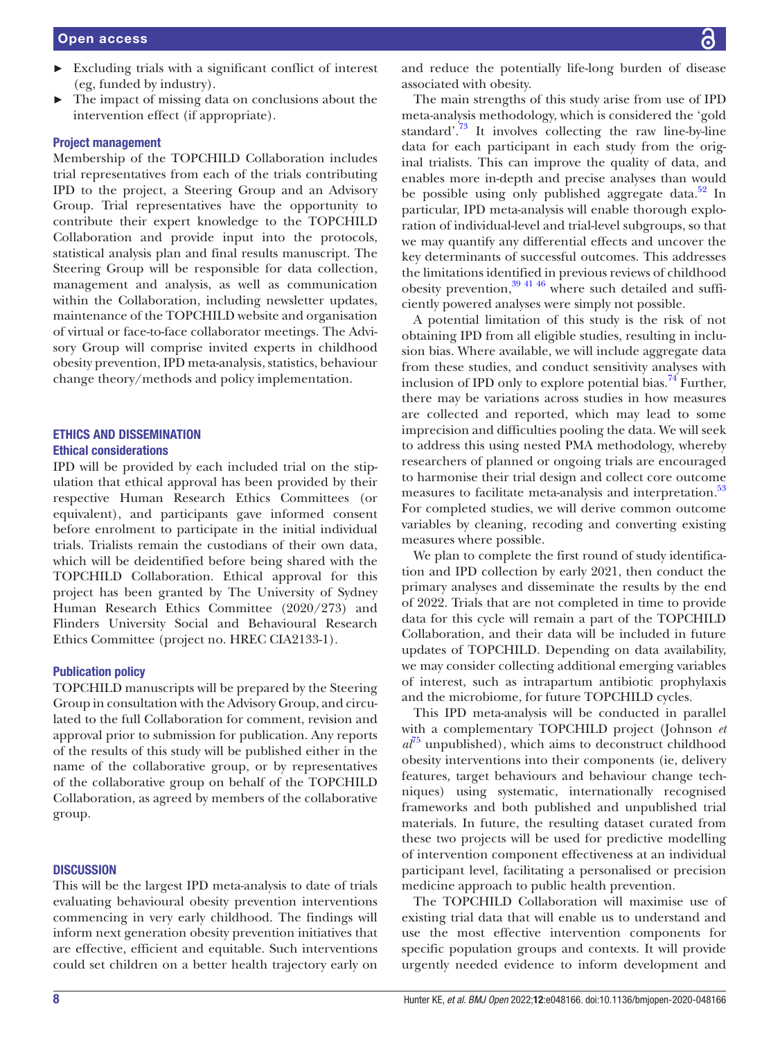- Excluding trials with a significant conflict of interest (eg, funded by industry).
- The impact of missing data on conclusions about the intervention effect (if appropriate).

### Project management

Membership of the TOPCHILD Collaboration includes trial representatives from each of the trials contributing IPD to the project, a Steering Group and an Advisory Group. Trial representatives have the opportunity to contribute their expert knowledge to the TOPCHILD Collaboration and provide input into the protocols, statistical analysis plan and final results manuscript. The Steering Group will be responsible for data collection, management and analysis, as well as communication within the Collaboration, including newsletter updates, maintenance of the TOPCHILD website and organisation of virtual or face-to-face collaborator meetings. The Advisory Group will comprise invited experts in childhood obesity prevention, IPD meta-analysis, statistics, behaviour change theory/methods and policy implementation.

## ETHICS AND DISSEMINATION

### Ethical considerations

IPD will be provided by each included trial on the stipulation that ethical approval has been provided by their respective Human Research Ethics Committees (or equivalent), and participants gave informed consent before enrolment to participate in the initial individual trials. Trialists remain the custodians of their own data, which will be deidentified before being shared with the TOPCHILD Collaboration. Ethical approval for this project has been granted by The University of Sydney Human Research Ethics Committee (2020/273) and Flinders University Social and Behavioural Research Ethics Committee (project no. HREC CIA2133-1).

### Publication policy

TOPCHILD manuscripts will be prepared by the Steering Group in consultation with the Advisory Group, and circulated to the full Collaboration for comment, revision and approval prior to submission for publication. Any reports of the results of this study will be published either in the name of the collaborative group, or by representatives of the collaborative group on behalf of the TOPCHILD Collaboration, as agreed by members of the collaborative group.

## DISCUSSION

This will be the largest IPD meta-analysis to date of trials evaluating behavioural obesity prevention interventions commencing in very early childhood. The findings will inform next generation obesity prevention initiatives that are effective, efficient and equitable. Such interventions could set children on a better health trajectory early on and reduce the potentially life-long burden of disease associated with obesity.

The main strengths of this study arise from use of IPD meta-analysis methodology, which is considered the 'gold standard'.[73] It involves collecting the raw line-by-line data for each participant in each study from the original trialists. This can improve the quality of data, and enables more in-depth and precise analyses than would be possible using only published aggregate data.[52] In particular, IPD meta-analysis will enable thorough exploration of individual-level and trial-level subgroups, so that we may quantify any differential effects and uncover the key determinants of successful outcomes. This addresses the limitations identified in previous reviews of childhood obesity prevention,[39 41 46] where such detailed and sufficiently powered analyses were simply not possible.

A potential limitation of this study is the risk of not obtaining IPD from all eligible studies, resulting in inclusion bias. Where available, we will include aggregate data from these studies, and conduct sensitivity analyses with inclusion of IPD only to explore potential bias.[74] Further, there may be variations across studies in how measures are collected and reported, which may lead to some imprecision and difficulties pooling the data. We will seek to address this using nested PMA methodology, whereby researchers of planned or ongoing trials are encouraged to harmonise their trial design and collect core outcome measures to facilitate meta-analysis and interpretation.[53] For completed studies, we will derive common outcome variables by cleaning, recoding and converting existing measures where possible.

We plan to complete the first round of study identification and IPD collection by early 2021, then conduct the primary analyses and disseminate the results by the end of 2022. Trials that are not completed in time to provide data for this cycle will remain a part of the TOPCHILD Collaboration, and their data will be included in future updates of TOPCHILD. Depending on data availability, we may consider collecting additional emerging variables of interest, such as intrapartum antibiotic prophylaxis and the microbiome, for future TOPCHILD cycles.

This IPD meta-analysis will be conducted in parallel with a complementary TOPCHILD project (Johnson *et al*[75] unpublished), which aims to deconstruct childhood obesity interventions into their components (ie, delivery features, target behaviours and behaviour change techniques) using systematic, internationally recognised frameworks and both published and unpublished trial materials. In future, the resulting dataset curated from these two projects will be used for predictive modelling of intervention component effectiveness at an individual participant level, facilitating a personalised or precision medicine approach to public health prevention.

The TOPCHILD Collaboration will maximise use of existing trial data that will enable us to understand and use the most effective intervention components for specific population groups and contexts. It will provide urgently needed evidence to inform development and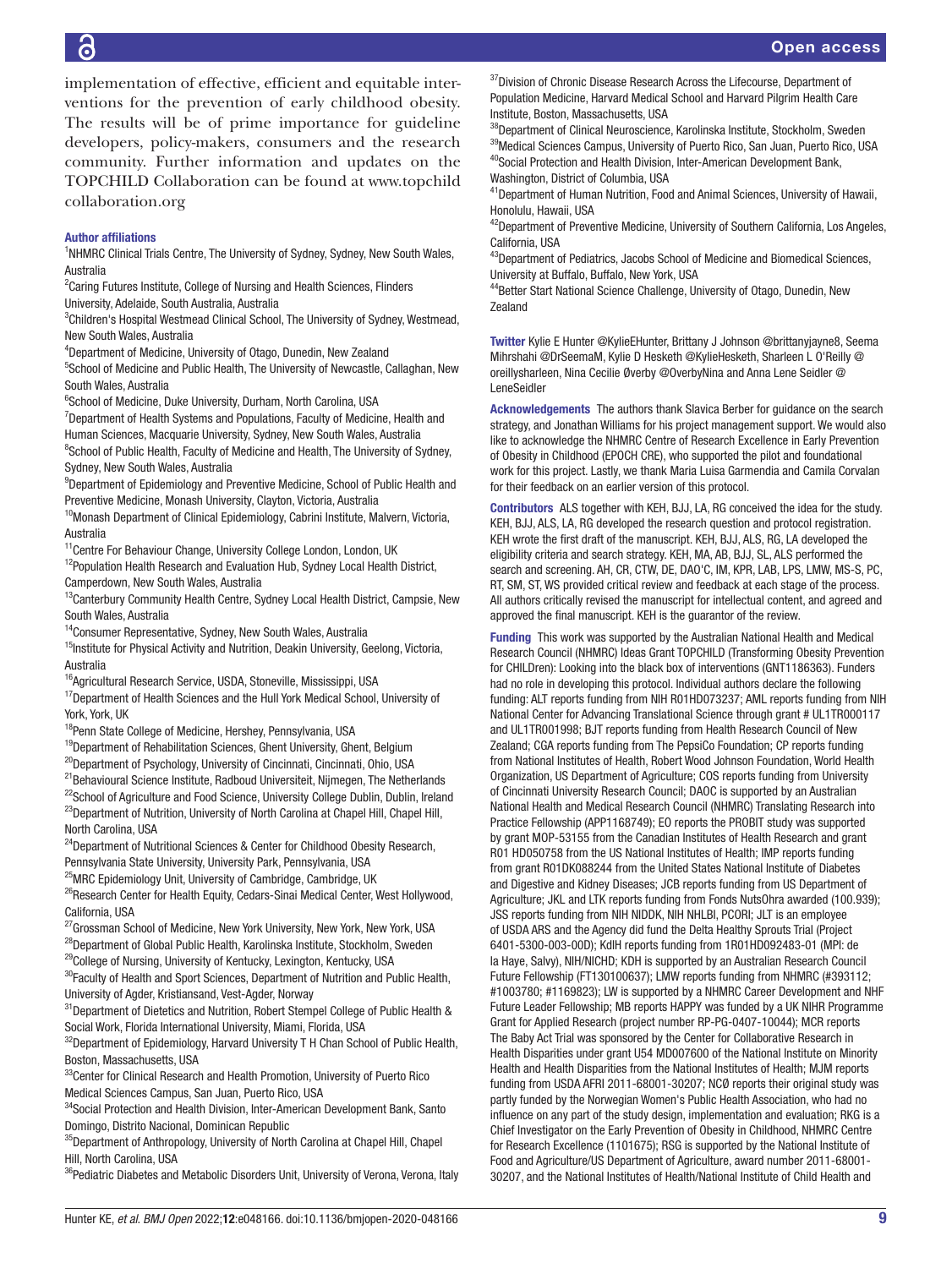implementation of effective, efficient and equitable interventions for the prevention of early childhood obesity. The results will be of prime importance for guideline developers, policy-makers, consumers and the research community. Further information and updates on the TOPCHILD Collaboration can be found at www.topchildcollaboration.org

**Author affiliations**

[1]NHMRC Clinical Trials Centre, The University of Sydney, Sydney, New South Wales, Australia
[2]Caring Futures Institute, College of Nursing and Health Sciences, Flinders University, Adelaide, South Australia, Australia
[3]Children's Hospital Westmead Clinical School, The University of Sydney, Westmead, New South Wales, Australia
[4]Department of Medicine, University of Otago, Dunedin, New Zealand
[5]School of Medicine and Public Health, The University of Newcastle, Callaghan, New South Wales, Australia
[6]School of Medicine, Duke University, Durham, North Carolina, USA
[7]Department of Health Systems and Populations, Faculty of Medicine, Health and Human Sciences, Macquarie University, Sydney, New South Wales, Australia
[8]School of Public Health, Faculty of Medicine and Health, The University of Sydney, Sydney, New South Wales, Australia
[9]Department of Epidemiology and Preventive Medicine, School of Public Health and Preventive Medicine, Monash University, Clayton, Victoria, Australia
[10]Monash Department of Clinical Epidemiology, Cabrini Institute, Malvern, Victoria, Australia
[11]Centre For Behaviour Change, University College London, London, UK
[12]Population Health Research and Evaluation Hub, Sydney Local Health District, Camperdown, New South Wales, Australia
[13]Canterbury Community Health Centre, Sydney Local Health District, Campsie, New South Wales, Australia
[14]Consumer Representative, Sydney, New South Wales, Australia
[15]Institute for Physical Activity and Nutrition, Deakin University, Geelong, Victoria, Australia
[16]Agricultural Research Service, USDA, Stoneville, Mississippi, USA
[17]Department of Health Sciences and the Hull York Medical School, University of York, York, UK
[18]Penn State College of Medicine, Hershey, Pennsylvania, USA
[19]Department of Rehabilitation Sciences, Ghent University, Ghent, Belgium
[20]Department of Psychology, University of Cincinnati, Cincinnati, Ohio, USA
[21]Behavioural Science Institute, Radboud Universiteit, Nijmegen, The Netherlands
[22]School of Agriculture and Food Science, University College Dublin, Dublin, Ireland
[23]Department of Nutrition, University of North Carolina at Chapel Hill, Chapel Hill, North Carolina, USA
[24]Department of Nutritional Sciences & Center for Childhood Obesity Research, Pennsylvania State University, University Park, Pennsylvania, USA
[25]MRC Epidemiology Unit, University of Cambridge, Cambridge, UK
[26]Research Center for Health Equity, Cedars-Sinai Medical Center, West Hollywood, California, USA
[27]Grossman School of Medicine, New York University, New York, New York, USA
[28]Department of Global Public Health, Karolinska Institute, Stockholm, Sweden
[29]College of Nursing, University of Kentucky, Lexington, Kentucky, USA
[30]Faculty of Health and Sport Sciences, Department of Nutrition and Public Health, University of Agder, Kristiansand, Vest-Agder, Norway
[31]Department of Dietetics and Nutrition, Robert Stempel College of Public Health & Social Work, Florida International University, Miami, Florida, USA
[32]Department of Epidemiology, Harvard University T H Chan School of Public Health, Boston, Massachusetts, USA
[33]Center for Clinical Research and Health Promotion, University of Puerto Rico Medical Sciences Campus, San Juan, Puerto Rico, USA
[34]Social Protection and Health Division, Inter-American Development Bank, Santo Domingo, Distrito Nacional, Dominican Republic
[35]Department of Anthropology, University of North Carolina at Chapel Hill, Chapel Hill, North Carolina, USA
[36]Pediatric Diabetes and Metabolic Disorders Unit, University of Verona, Verona, Italy
[37]Division of Chronic Disease Research Across the Lifecourse, Department of Population Medicine, Harvard Medical School and Harvard Pilgrim Health Care Institute, Boston, Massachusetts, USA
[38]Department of Clinical Neuroscience, Karolinska Institute, Stockholm, Sweden
[39]Medical Sciences Campus, University of Puerto Rico, San Juan, Puerto Rico, USA
[40]Social Protection and Health Division, Inter-American Development Bank, Washington, District of Columbia, USA
[41]Department of Human Nutrition, Food and Animal Sciences, University of Hawaii, Honolulu, Hawaii, USA
[42]Department of Preventive Medicine, University of Southern California, Los Angeles, California, USA
[43]Department of Pediatrics, Jacobs School of Medicine and Biomedical Sciences, University at Buffalo, Buffalo, New York, USA
[44]Better Start National Science Challenge, University of Otago, Dunedin, New Zealand

**Twitter** Kylie E Hunter @KylieEHunter, Brittany J Johnson @brittanyjayne8, Seema Mihrshahi @DrSeemaM, Kylie D Hesketh @KylieHesketh, Sharleen L O'Reilly @oreillysharleen, Nina Cecilie Øverby @OverbyNina and Anna Lene Seidler @LeneSeidler

**Acknowledgements** The authors thank Slavica Berber for guidance on the search strategy, and Jonathan Williams for his project management support. We would also like to acknowledge the NHMRC Centre of Research Excellence in Early Prevention of Obesity in Childhood (EPOCH CRE), who supported the pilot and foundational work for this project. Lastly, we thank Maria Luisa Garmendia and Camila Corvalan for their feedback on an earlier version of this protocol.

**Contributors** ALS together with KEH, BJJ, LA, RG conceived the idea for the study. KEH, BJJ, ALS, LA, RG developed the research question and protocol registration. KEH wrote the first draft of the manuscript. KEH, BJJ, ALS, RG, LA developed the eligibility criteria and search strategy. KEH, MA, AB, BJJ, SL, ALS performed the search and screening. AH, CR, CTW, DE, DAO'C, IM, KPR, LAB, LPS, LMW, MS-S, PC, RT, SM, ST, WS provided critical review and feedback at each stage of the process. All authors critically revised the manuscript for intellectual content, and agreed and approved the final manuscript. KEH is the guarantor of the review.

**Funding** This work was supported by the Australian National Health and Medical Research Council (NHMRC) Ideas Grant TOPCHILD (Transforming Obesity Prevention for CHILDren): Looking into the black box of interventions (GNT1186363). Funders had no role in developing this protocol. Individual authors declare the following funding: ALT reports funding from NIH R01HD073237; AML reports funding from NIH National Center for Advancing Translational Science through grant # UL1TR000117 and UL1TR001998; BJT reports funding from Health Research Council of New Zealand; CGA reports funding from The PepsiCo Foundation; CP reports funding from National Institutes of Health, Robert Wood Johnson Foundation, World Health Organization, US Department of Agriculture; COS reports funding from University of Cincinnati University Research Council; DAOC is supported by an Australian National Health and Medical Research Council (NHMRC) Translating Research into Practice Fellowship (APP1168749); EO reports the PROBIT study was supported by grant MOP-53155 from the Canadian Institutes of Health Research and grant R01 HD050758 from the US National Institutes of Health; IMP reports funding from grant R01DK088244 from the United States National Institute of Diabetes and Digestive and Kidney Diseases; JCB reports funding from US Department of Agriculture; JKL and LTK reports funding from Fonds NutsOhra awarded (100.939); JSS reports funding from NIH NIDDK, NIH NHLBI, PCORI; JLT is an employee of USDA ARS and the Agency did fund the Delta Healthy Sprouts Trial (Project 6401-5300-003-00D); KdlH reports funding from 1R01HD092483-01 (MPI: de la Haye, Salvy), NIH/NICHD; KDH is supported by an Australian Research Council Future Fellowship (FT130100637); LMW reports funding from NHMRC (#393112; #1003780; #1169823); LW is supported by a NHMRC Career Development and NHF Future Leader Fellowship; MB reports HAPPY was funded by a UK NIHR Programme Grant for Applied Research (project number RP-PG-0407-10044); MCR reports The Baby Act Trial was sponsored by the Center for Collaborative Research in Health Disparities under grant U54 MD007600 of the National Institute on Minority Health and Health Disparities from the National Institutes of Health; MJM reports funding from USDA AFRI 2011-68001-30207; NCØ reports their original study was partly funded by the Norwegian Women's Public Health Association, who had no influence on any part of the study design, implementation and evaluation; RKG is a Chief Investigator on the Early Prevention of Obesity in Childhood, NHMRC Centre for Research Excellence (1101675); RSG is supported by the National Institute of Food and Agriculture/US Department of Agriculture, award number 2011-68001-30207, and the National Institutes of Health/National Institute of Child Health and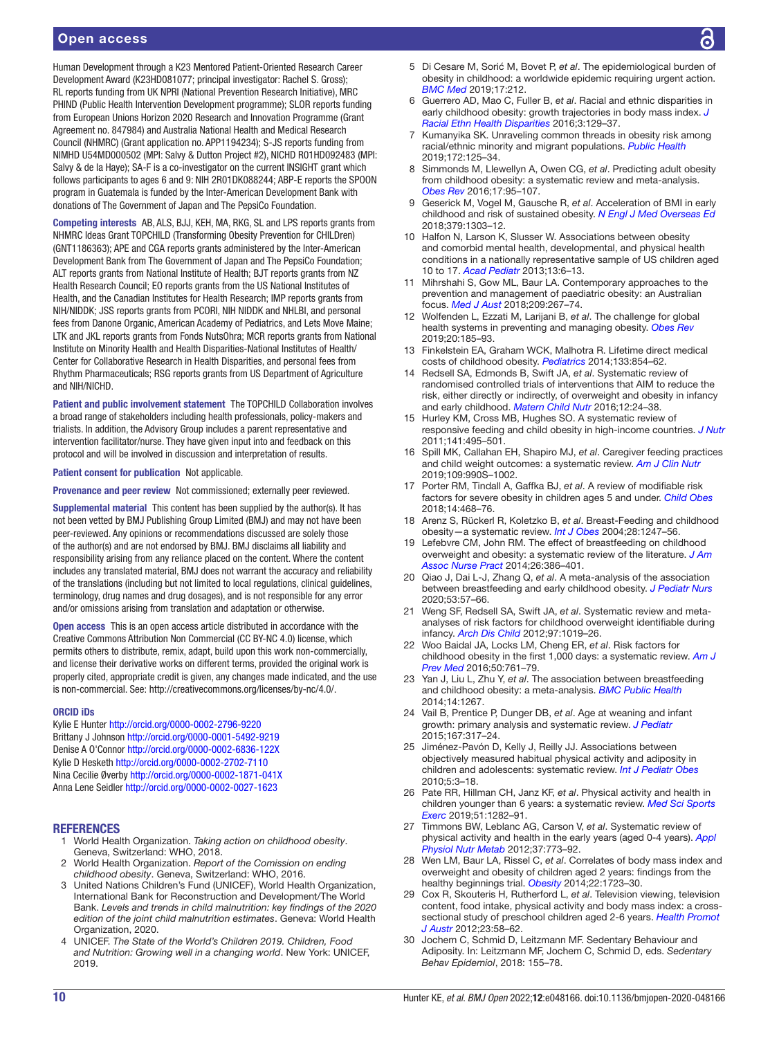Human Development through a K23 Mentored Patient-Oriented Research Career Development Award (K23HD081077; principal investigator: Rachel S. Gross); RL reports funding from UK NPRI (National Prevention Research Initiative), MRC PHIND (Public Health Intervention Development programme); SLOR reports funding from European Unions Horizon 2020 Research and Innovation Programme (Grant Agreement no. 847984) and Australia National Health and Medical Research Council (NHMRC) (Grant application no. APP1194234); S-JS reports funding from NIMHD U54MD000502 (MPI: Salvy & Dutton Project #2), NICHD R01HD092483 (MPI: Salvy & de la Haye); SA-F is a co-investigator on the current INSIGHT grant which follows participants to ages 6 and 9: NIH 2R01DK088244; ABP-E reports the SPOON program in Guatemala is funded by the Inter-American Development Bank with donations of The Government of Japan and The PepsiCo Foundation.

**Competing interests** AB, ALS, BJJ, KEH, MA, RKG, SL and LPS reports grants from NHMRC Ideas Grant TOPCHILD (Transforming Obesity Prevention for CHILDren) (GNT1186363); APE and CGA reports grants administered by the Inter-American Development Bank from The Government of Japan and The PepsiCo Foundation; ALT reports grants from National Institute of Health; BJT reports grants from NZ Health Research Council; EO reports grants from the US National Institutes of Health, and the Canadian Institutes for Health Research; IMP reports grants from NIH/NIDDK; JSS reports grants from PCORI, NIH NIDDK and NHLBI, and personal fees from Danone Organic, American Academy of Pediatrics, and Lets Move Maine; LTK and JKL reports grants from Fonds NutsOhra; MCR reports grants from National Institute on Minority Health and Health Disparities-National Institutes of Health/Center for Collaborative Research in Health Disparities, and personal fees from Rhythm Pharmaceuticals; RSG reports grants from US Department of Agriculture and NIH/NICHD.

**Patient and public involvement statement** The TOPCHILD Collaboration involves a broad range of stakeholders including health professionals, policy-makers and trialists. In addition, the Advisory Group includes a parent representative and intervention facilitator/nurse. They have given input into and feedback on this protocol and will be involved in discussion and interpretation of results.

**Patient consent for publication** Not applicable.

**Provenance and peer review** Not commissioned; externally peer reviewed.

**Supplemental material** This content has been supplied by the author(s). It has not been vetted by BMJ Publishing Group Limited (BMJ) and may not have been peer-reviewed. Any opinions or recommendations discussed are solely those of the author(s) and are not endorsed by BMJ. BMJ disclaims all liability and responsibility arising from any reliance placed on the content. Where the content includes any translated material, BMJ does not warrant the accuracy and reliability of the translations (including but not limited to local regulations, clinical guidelines, terminology, drug names and drug dosages), and is not responsible for any error and/or omissions arising from translation and adaptation or otherwise.

**Open access** This is an open access article distributed in accordance with the Creative Commons Attribution Non Commercial (CC BY-NC 4.0) license, which permits others to distribute, remix, adapt, build upon this work non-commercially, and license their derivative works on different terms, provided the original work is properly cited, appropriate credit is given, any changes made indicated, and the use is non-commercial. See: http://creativecommons.org/licenses/by-nc/4.0/.

#### ORCID iDs

Kylie E Hunter http://orcid.org/0000-0002-2796-9220
Brittany J Johnson http://orcid.org/0000-0001-5492-9219
Denise A O'Connor http://orcid.org/0000-0002-6836-122X
Kylie D Hesketh http://orcid.org/0000-0002-2702-7110
Nina Cecilie Øverby http://orcid.org/0000-0002-1871-041X
Anna Lene Seidler http://orcid.org/0000-0002-0027-1623

## REFERENCES

1. World Health Organization. *Taking action on childhood obesity*. Geneva, Switzerland: WHO, 2018.
2. World Health Organization. *Report of the Comission on ending childhood obesity*. Geneva, Switzerland: WHO, 2016.
3. United Nations Children's Fund (UNICEF), World Health Organization, International Bank for Reconstruction and Development/The World Bank. *Levels and trends in child malnutrition: key findings of the 2020 edition of the joint child malnutrition estimates*. Geneva: World Health Organization, 2020.
4. UNICEF. *The State of the World's Children 2019. Children, Food and Nutrition: Growing well in a changing world*. New York: UNICEF, 2019.
5. Di Cesare M, Sorić M, Bovet P, *et al*. The epidemiological burden of obesity in childhood: a worldwide epidemic requiring urgent action. *BMC Med* 2019;17:212.
6. Guerrero AD, Mao C, Fuller B, *et al*. Racial and ethnic disparities in early childhood obesity: growth trajectories in body mass index. *J Racial Ethn Health Disparities* 2016;3:129–37.
7. Kumanyika SK. Unraveling common threads in obesity risk among racial/ethnic minority and migrant populations. *Public Health* 2019;172:125–34.
8. Simmonds M, Llewellyn A, Owen CG, *et al*. Predicting adult obesity from childhood obesity: a systematic review and meta-analysis. *Obes Rev* 2016;17:95–107.
9. Geserick M, Vogel M, Gausche R, *et al*. Acceleration of BMI in early childhood and risk of sustained obesity. *N Engl J Med Overseas Ed* 2018;379:1303–12.
10. Halfon N, Larson K, Slusser W. Associations between obesity and comorbid mental health, developmental, and physical health conditions in a nationally representative sample of US children aged 10 to 17. *Acad Pediatr* 2013;13:6–13.
11. Mihrshahi S, Gow ML, Baur LA. Contemporary approaches to the prevention and management of paediatric obesity: an Australian focus. *Med J Aust* 2018;209:267–74.
12. Wolfenden L, Ezzati M, Larijani B, *et al*. The challenge for global health systems in preventing and managing obesity. *Obes Rev* 2019;20:185–93.
13. Finkelstein EA, Graham WCK, Malhotra R. Lifetime direct medical costs of childhood obesity. *Pediatrics* 2014;133:854–62.
14. Redsell SA, Edmonds B, Swift JA, *et al*. Systematic review of randomised controlled trials of interventions that AIM to reduce the risk, either directly or indirectly, of overweight and obesity in infancy and early childhood. *Matern Child Nutr* 2016;12:24–38.
15. Hurley KM, Cross MB, Hughes SO. A systematic review of responsive feeding and child obesity in high-income countries. *J Nutr* 2011;141:495–501.
16. Spill MK, Callahan EH, Shapiro MJ, *et al*. Caregiver feeding practices and child weight outcomes: a systematic review. *Am J Clin Nutr* 2019;109:990S–1002.
17. Porter RM, Tindall A, Gaffka BJ, *et al*. A review of modifiable risk factors for severe obesity in children ages 5 and under. *Child Obes* 2018;14:468–76.
18. Arenz S, Rückerl R, Koletzko B, *et al*. Breast-Feeding and childhood obesity—a systematic review. *Int J Obes* 2004;28:1247–56.
19. Lefebvre CM, John RM. The effect of breastfeeding on childhood overweight and obesity: a systematic review of the literature. *J Am Assoc Nurse Pract* 2014;26:386–401.
20. Qiao J, Dai L-J, Zhang Q, *et al*. A meta-analysis of the association between breastfeeding and early childhood obesity. *J Pediatr Nurs* 2020;53:57–66.
21. Weng SF, Redsell SA, Swift JA, *et al*. Systematic review and meta-analyses of risk factors for childhood overweight identifiable during infancy. *Arch Dis Child* 2012;97:1019–26.
22. Woo Baidal JA, Locks LM, Cheng ER, *et al*. Risk factors for childhood obesity in the first 1,000 days: a systematic review. *Am J Prev Med* 2016;50:761–79.
23. Yan J, Liu L, Zhu Y, *et al*. The association between breastfeeding and childhood obesity: a meta-analysis. *BMC Public Health* 2014;14:1267.
24. Vail B, Prentice P, Dunger DB, *et al*. Age at weaning and infant growth: primary analysis and systematic review. *J Pediatr* 2015;167:317–24.
25. Jiménez-Pavón D, Kelly J, Reilly JJ. Associations between objectively measured habitual physical activity and adiposity in children and adolescents: systematic review. *Int J Pediatr Obes* 2010;5:3–18.
26. Pate RR, Hillman CH, Janz KF, *et al*. Physical activity and health in children younger than 6 years: a systematic review. *Med Sci Sports Exerc* 2019;51:1282–91.
27. Timmons BW, Leblanc AG, Carson V, *et al*. Systematic review of physical activity and health in the early years (aged 0-4 years). *Appl Physiol Nutr Metab* 2012;37:773–92.
28. Wen LM, Baur LA, Rissel C, *et al*. Correlates of body mass index and overweight and obesity of children aged 2 years: findings from the healthy beginnings trial. *Obesity* 2014;22:1723–30.
29. Cox R, Skouteris H, Rutherford L, *et al*. Television viewing, television content, food intake, physical activity and body mass index: a cross-sectional study of preschool children aged 2-6 years. *Health Promot J Austr* 2012;23:58–62.
30. Jochem C, Schmid D, Leitzmann MF. Sedentary Behaviour and Adiposity. In: Leitzmann MF, Jochem C, Schmid D, eds. *Sedentary Behav Epidemiol*, 2018: 155–78.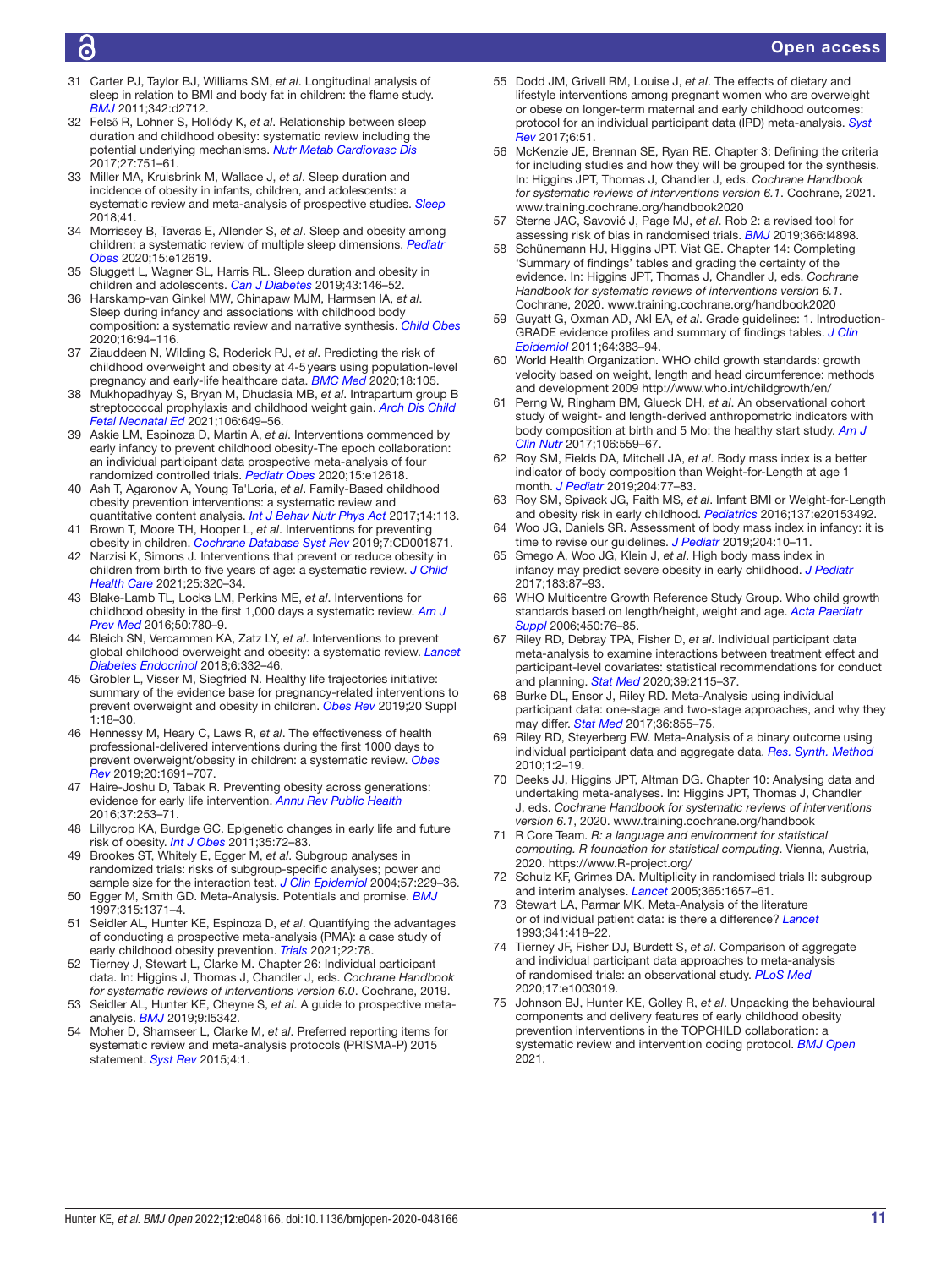31 Carter PJ, Taylor BJ, Williams SM, *et al*. Longitudinal analysis of sleep in relation to BMI and body fat in children: the flame study. *BMJ* 2011;342:d2712.
32 Felső R, Lohner S, Hollódy K, *et al*. Relationship between sleep duration and childhood obesity: systematic review including the potential underlying mechanisms. *Nutr Metab Cardiovasc Dis* 2017;27:751–61.
33 Miller MA, Kruisbrink M, Wallace J, *et al*. Sleep duration and incidence of obesity in infants, children, and adolescents: a systematic review and meta-analysis of prospective studies. *Sleep* 2018;41.
34 Morrissey B, Taveras E, Allender S, *et al*. Sleep and obesity among children: a systematic review of multiple sleep dimensions. *Pediatr Obes* 2020;15:e12619.
35 Sluggett L, Wagner SL, Harris RL. Sleep duration and obesity in children and adolescents. *Can J Diabetes* 2019;43:146–52.
36 Harskamp-van Ginkel MW, Chinapaw MJM, Harmsen IA, *et al*. Sleep during infancy and associations with childhood body composition: a systematic review and narrative synthesis. *Child Obes* 2020;16:94–116.
37 Ziauddeen N, Wilding S, Roderick PJ, *et al*. Predicting the risk of childhood overweight and obesity at 4-5 years using population-level pregnancy and early-life healthcare data. *BMC Med* 2020;18:105.
38 Mukhopadhyay S, Bryan M, Dhudasia MB, *et al*. Intrapartum group B streptococcal prophylaxis and childhood weight gain. *Arch Dis Child Fetal Neonatal Ed* 2021;106:649–56.
39 Askie LM, Espinoza D, Martin A, *et al*. Interventions commenced by early infancy to prevent childhood obesity-The epoch collaboration: an individual participant data prospective meta-analysis of four randomized controlled trials. *Pediatr Obes* 2020;15:e12618.
40 Ash T, Agaronov A, Young Ta'Loria, *et al*. Family-Based childhood obesity prevention interventions: a systematic review and quantitative content analysis. *Int J Behav Nutr Phys Act* 2017;14:113.
41 Brown T, Moore TH, Hooper L, *et al*. Interventions for preventing obesity in children. *Cochrane Database Syst Rev* 2019;7:CD001871.
42 Narzisi K, Simons J. Interventions that prevent or reduce obesity in children from birth to five years of age: a systematic review. *J Child Health Care* 2021;25:320–34.
43 Blake-Lamb TL, Locks LM, Perkins ME, *et al*. Interventions for childhood obesity in the first 1,000 days a systematic review. *Am J Prev Med* 2016;50:780–9.
44 Bleich SN, Vercammen KA, Zatz LY, *et al*. Interventions to prevent global childhood overweight and obesity: a systematic review. *Lancet Diabetes Endocrinol* 2018;6:332–46.
45 Grobler L, Visser M, Siegfried N. Healthy life trajectories initiative: summary of the evidence base for pregnancy-related interventions to prevent overweight and obesity in children. *Obes Rev* 2019;20 Suppl 1:18–30.
46 Hennessy M, Heary C, Laws R, *et al*. The effectiveness of health professional-delivered interventions during the first 1000 days to prevent overweight/obesity in children: a systematic review. *Obes Rev* 2019;20:1691–707.
47 Haire-Joshu D, Tabak R. Preventing obesity across generations: evidence for early life intervention. *Annu Rev Public Health* 2016;37:253–71.
48 Lillycrop KA, Burdge GC. Epigenetic changes in early life and future risk of obesity. *Int J Obes* 2011;35:72–83.
49 Brookes ST, Whitely E, Egger M, *et al*. Subgroup analyses in randomized trials: risks of subgroup-specific analyses; power and sample size for the interaction test. *J Clin Epidemiol* 2004;57:229–36.
50 Egger M, Smith GD. Meta-Analysis. Potentials and promise. *BMJ* 1997;315:1371–4.
51 Seidler AL, Hunter KE, Espinoza D, *et al*. Quantifying the advantages of conducting a prospective meta-analysis (PMA): a case study of early childhood obesity prevention. *Trials* 2021;22:78.
52 Tierney J, Stewart L, Clarke M. Chapter 26: Individual participant data. In: Higgins J, Thomas J, Chandler J, eds. *Cochrane Handbook for systematic reviews of interventions version 6.0*. Cochrane, 2019.
53 Seidler AL, Hunter KE, Cheyne S, *et al*. A guide to prospective meta-analysis. *BMJ* 2019;9:l5342.
54 Moher D, Shamseer L, Clarke M, *et al*. Preferred reporting items for systematic review and meta-analysis protocols (PRISMA-P) 2015 statement. *Syst Rev* 2015;4:1.
55 Dodd JM, Grivell RM, Louise J, *et al*. The effects of dietary and lifestyle interventions among pregnant women who are overweight or obese on longer-term maternal and early childhood outcomes: protocol for an individual participant data (IPD) meta-analysis. *Syst Rev* 2017;6:51.
56 McKenzie JE, Brennan SE, Ryan RE. Chapter 3: Defining the criteria for including studies and how they will be grouped for the synthesis. In: Higgins JPT, Thomas J, Chandler J, eds. *Cochrane Handbook for systematic reviews of interventions version 6.1*. Cochrane, 2021. www.training.cochrane.org/handbook2020
57 Sterne JAC, Savović J, Page MJ, *et al*. Rob 2: a revised tool for assessing risk of bias in randomised trials. *BMJ* 2019;366:l4898.
58 Schünemann HJ, Higgins JPT, Vist GE. Chapter 14: Completing 'Summary of findings' tables and grading the certainty of the evidence. In: Higgins JPT, Thomas J, Chandler J, eds. *Cochrane Handbook for systematic reviews of interventions version 6.1*. Cochrane, 2020. www.training.cochrane.org/handbook2020
59 Guyatt GD, Oxman AD, Akl EA, *et al*. Grade guidelines: 1. Introduction-GRADE evidence profiles and summary of findings tables. *J Clin Epidemiol* 2011;64:383–94.
60 World Health Organization. WHO child growth standards: growth velocity based on weight, length and head circumference: methods and development 2009 http://www.who.int/childgrowth/en/
61 Perng W, Ringham BM, Glueck DH, *et al*. An observational cohort study of weight- and length-derived anthropometric indicators with body composition at birth and 5 Mo: the healthy start study. *Am J Clin Nutr* 2017;106:559–67.
62 Roy SM, Fields DA, Mitchell JA, *et al*. Body mass index is a better indicator of body composition than Weight-for-Length at age 1 month. *J Pediatr* 2019;204:77–83.
63 Roy SM, Spivack JG, Faith MS, *et al*. Infant BMI or Weight-for-Length and obesity risk in early childhood. *Pediatrics* 2016;137:e20153492.
64 Woo JG, Daniels SR. Assessment of body mass index in infancy: it is time to revise our guidelines. *J Pediatr* 2019;204:10–11.
65 Smego A, Woo JG, Klein J, *et al*. High body mass index in infancy may predict severe obesity in early childhood. *J Pediatr* 2017;183:87–93.
66 WHO Multicentre Growth Reference Study Group. Who child growth standards based on length/height, weight and age. *Acta Paediatr Suppl* 2006;450:76–85.
67 Riley RD, Debray TPA, Fisher D, *et al*. Individual participant data meta-analysis to examine interactions between treatment effect and participant-level covariates: statistical recommendations for conduct and planning. *Stat Med* 2020;39:2115–37.
68 Burke DL, Ensor J, Riley RD. Meta-Analysis using individual participant data: one-stage and two-stage approaches, and why they may differ. *Stat Med* 2017;36:855–75.
69 Riley RD, Steyerberg EW. Meta-Analysis of a binary outcome using individual participant data and aggregate data. *Res. Synth. Method* 2010;1:2–19.
70 Deeks JJ, Higgins JPT, Altman DG. Chapter 10: Analysing data and undertaking meta-analyses. In: Higgins JPT, Thomas J, Chandler J, eds. *Cochrane Handbook for systematic reviews of interventions version 6.1*, 2020. www.training.cochrane.org/handbook
71 R Core Team. *R: a language and environment for statistical computing. R foundation for statistical computing*. Vienna, Austria, 2020. https://www.R-project.org/
72 Schulz KF, Grimes DA. Multiplicity in randomised trials II: subgroup and interim analyses. *Lancet* 2005;365:1657–61.
73 Stewart LA, Parmar MK. Meta-Analysis of the literature or of individual patient data: is there a difference? *Lancet* 1993;341:418–22.
74 Tierney JF, Fisher DJ, Burdett S, *et al*. Comparison of aggregate and individual participant data approaches to meta-analysis of randomised trials: an observational study. *PLoS Med* 2020;17:e1003019.
75 Johnson BJ, Hunter KE, Golley R, *et al*. Unpacking the behavioural components and delivery features of early childhood obesity prevention interventions in the TOPCHILD collaboration: a systematic review and intervention coding protocol. *BMJ Open* 2021.